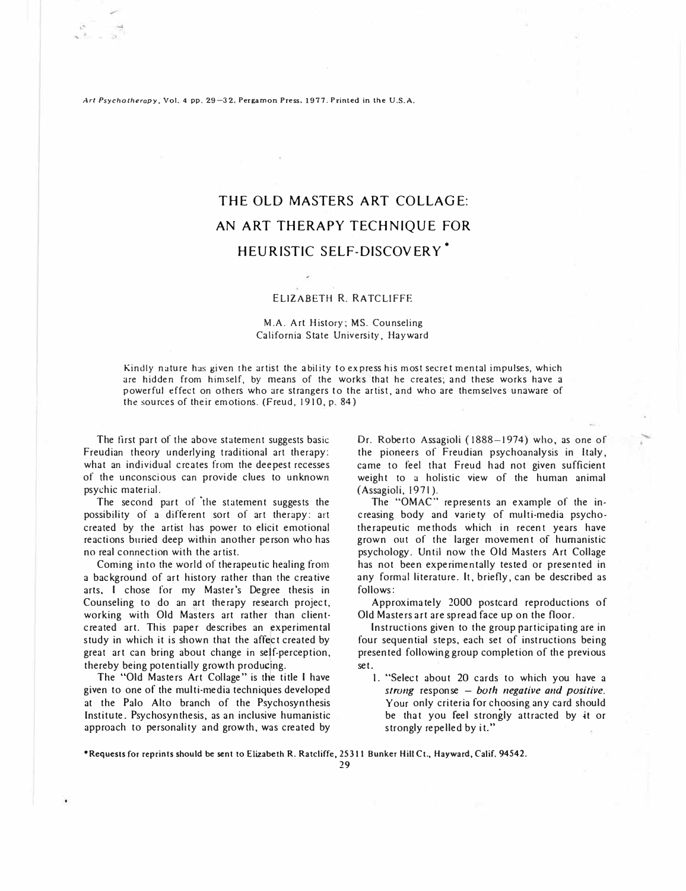# THE OLD MASTERS ART COLLAGE: AN ART THERAPY TECHNIQUE FOR HEURISTIC SELF-DISCOVERY*

ELIZABETH R. RATCLIFFE

M.A. Art History; MS. Counseling
California State University, Hayward

> Kindly nature has given the artist the ability to express his most secret mental impulses, which are hidden from himself, by means of the works that he creates; and these works have a powerful effect on others who are strangers to the artist, and who are themselves unaware of the sources of their emotions. (Freud, 1910, p. 84)

The first part of the above statement suggests basic Freudian theory underlying traditional art therapy: what an individual creates from the deepest recesses of the unconscious can provide clues to unknown psychic material.

The second part of the statement suggests the possibility of a different sort of art therapy: art created by the artist has power to elicit emotional reactions buried deep within another person who has no real connection with the artist.

Coming into the world of therapeutic healing from a background of art history rather than the creative arts, I chose for my Master's Degree thesis in Counseling to do an art therapy research project, working with Old Masters art rather than client-created art. This paper describes an experimental study in which it is shown that the affect created by great art can bring about change in self-perception, thereby being potentially growth producing.

The "Old Masters Art Collage" is the title I have given to one of the multi-media techniques developed at the Palo Alto branch of the Psychosynthesis Institute. Psychosynthesis, as an inclusive humanistic approach to personality and growth, was created by Dr. Roberto Assagioli (1888–1974) who, as one of the pioneers of Freudian psychoanalysis in Italy, came to feel that Freud had not given sufficient weight to a holistic view of the human animal (Assagioli, 1971).

The "OMAC" represents an example of the increasing body and variety of multi-media psychotherapeutic methods which in recent years have grown out of the larger movement of humanistic psychology. Until now the Old Masters Art Collage has not been experimentally tested or presented in any formal literature. It, briefly, can be described as follows:

Approximately 2000 postcard reproductions of Old Masters art are spread face up on the floor.

Instructions given to the group participating are in four sequential steps, each set of instructions being presented following group completion of the previous set.

1. "Select about 20 cards to which you have a *strong* response – *both negative and positive.* Your only criteria for choosing any card should be that you feel strongly attracted by it or strongly repelled by it."

*Requests for reprints should be sent to Elizabeth R. Ratcliffe, 25311 Bunker Hill Ct., Hayward, Calif. 94542.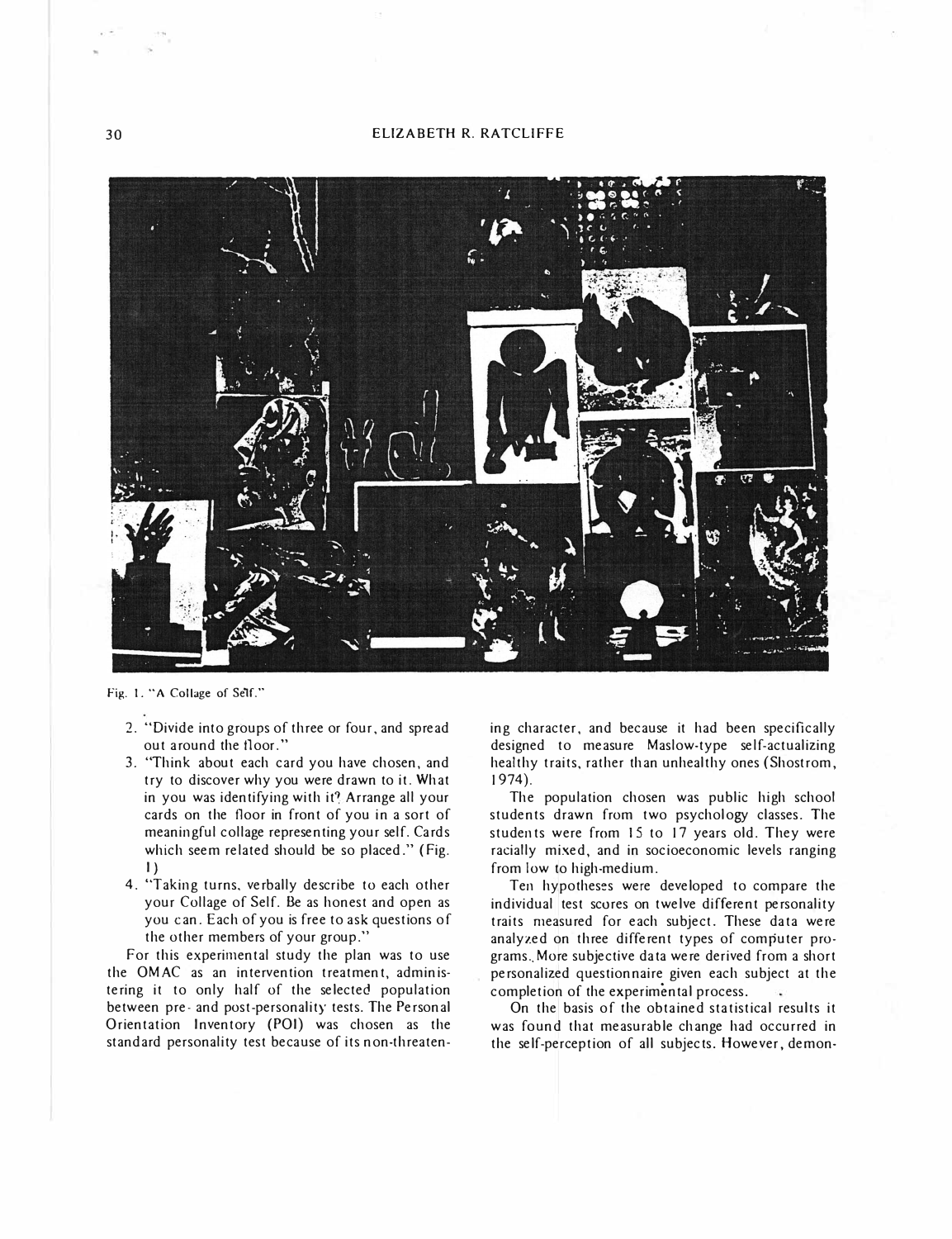Fig. 1. "A Collage of Self."

2. "Divide into groups of three or four, and spread out around the floor."
3. "Think about each card you have chosen, and try to discover why you were drawn to it. What in you was identifying with it? Arrange all your cards on the floor in front of you in a sort of meaningful collage representing your self. Cards which seem related should be so placed." (Fig. 1)
4. "Taking turns, verbally describe to each other your Collage of Self. Be as honest and open as you can. Each of you is free to ask questions of the other members of your group."

For this experimental study the plan was to use the OMAC as an intervention treatment, administering it to only half of the selected population between pre- and post-personality tests. The Personal Orientation Inventory (POI) was chosen as the standard personality test because of its non-threatening character, and because it had been specifically designed to measure Maslow-type self-actualizing healthy traits, rather than unhealthy ones (Shostrom, 1974).

The population chosen was public high school students drawn from two psychology classes. The students were from 15 to 17 years old. They were racially mixed, and in socioeconomic levels ranging from low to high-medium.

Ten hypotheses were developed to compare the individual test scores on twelve different personality traits measured for each subject. These data were analyzed on three different types of computer programs. More subjective data were derived from a short personalized questionnaire given each subject at the completion of the experimental process.

On the basis of the obtained statistical results it was found that measurable change had occurred in the self-perception of all subjects. However, demon-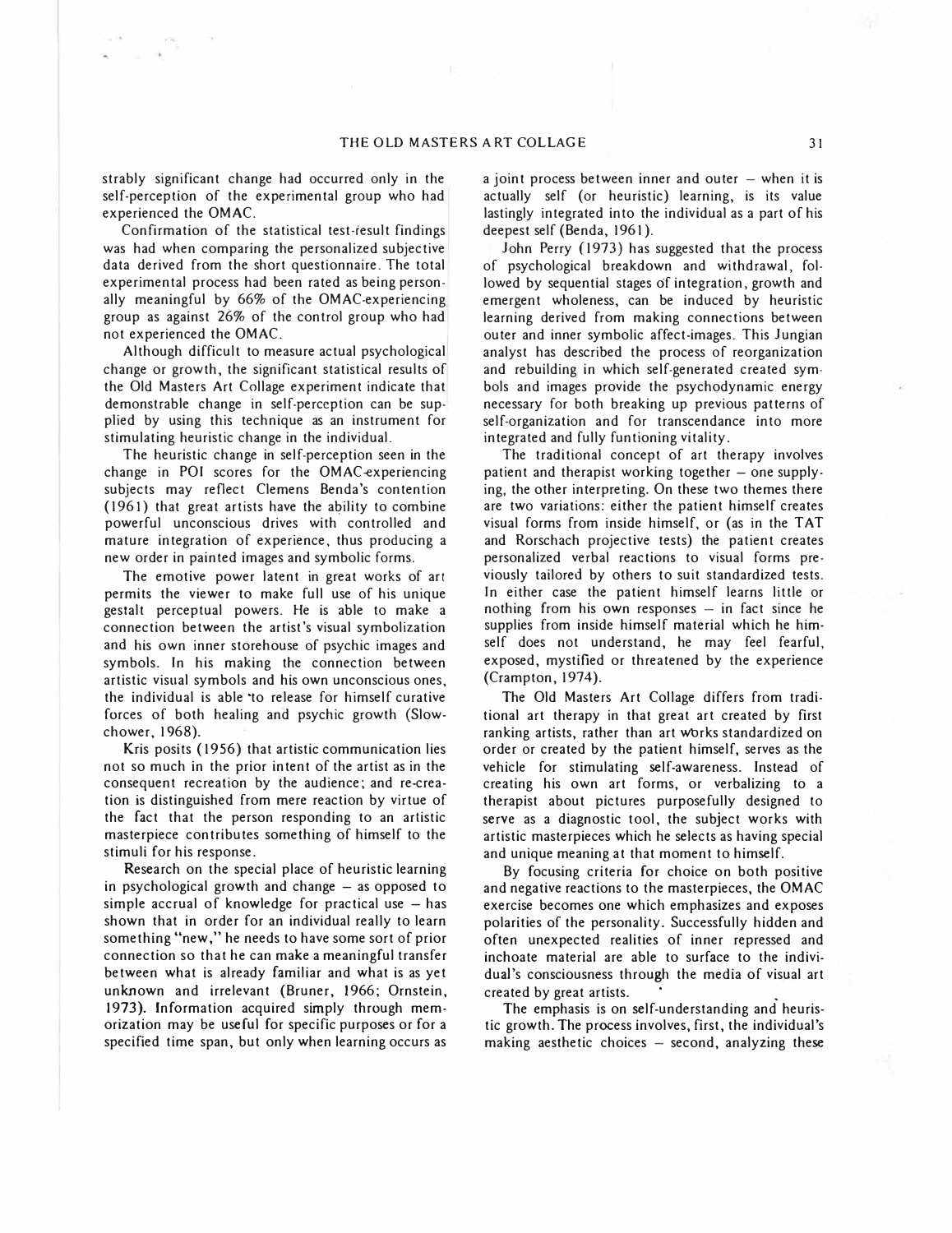strably significant change had occurred only in the self-perception of the experimental group who had experienced the OMAC.

Confirmation of the statistical test-result findings was had when comparing the personalized subjective data derived from the short questionnaire. The total experimental process had been rated as being personally meaningful by 66% of the OMAC-experiencing group as against 26% of the control group who had not experienced the OMAC.

Although difficult to measure actual psychological change or growth, the significant statistical results of the Old Masters Art Collage experiment indicate that demonstrable change in self-perception can be supplied by using this technique as an instrument for stimulating heuristic change in the individual.

The heuristic change in self-perception seen in the change in POI scores for the OMAC-experiencing subjects may reflect Clemens Benda's contention (1961) that great artists have the ability to combine powerful unconscious drives with controlled and mature integration of experience, thus producing a new order in painted images and symbolic forms.

The emotive power latent in great works of art permits the viewer to make full use of his unique gestalt perceptual powers. He is able to make a connection between the artist's visual symbolization and his own inner storehouse of psychic images and symbols. In his making the connection between artistic visual symbols and his own unconscious ones, the individual is able to release for himself curative forces of both healing and psychic growth (Slowchower, 1968).

Kris posits (1956) that artistic communication lies not so much in the prior intent of the artist as in the consequent recreation by the audience; and re-creation is distinguished from mere reaction by virtue of the fact that the person responding to an artistic masterpiece contributes something of himself to the stimuli for his response.

Research on the special place of heuristic learning in psychological growth and change – as opposed to simple accrual of knowledge for practical use – has shown that in order for an individual really to learn something "new," he needs to have some sort of prior connection so that he can make a meaningful transfer between what is already familiar and what is as yet unknown and irrelevant (Bruner, 1966; Ornstein, 1973). Information acquired simply through memorization may be useful for specific purposes or for a specified time span, but only when learning occurs as a joint process between inner and outer – when it is actually self (or heuristic) learning, is its value lastingly integrated into the individual as a part of his deepest self (Benda, 1961).

John Perry (1973) has suggested that the process of psychological breakdown and withdrawal, followed by sequential stages of integration, growth and emergent wholeness, can be induced by heuristic learning derived from making connections between outer and inner symbolic affect-images. This Jungian analyst has described the process of reorganization and rebuilding in which self-generated created symbols and images provide the psychodynamic energy necessary for both breaking up previous patterns of self-organization and for transcendance into more integrated and fully funtioning vitality.

The traditional concept of art therapy involves patient and therapist working together – one supplying, the other interpreting. On these two themes there are two variations: either the patient himself creates visual forms from inside himself, or (as in the TAT and Rorschach projective tests) the patient creates personalized verbal reactions to visual forms previously tailored by others to suit standardized tests. In either case the patient himself learns little or nothing from his own responses – in fact since he supplies from inside himself material which he himself does not understand, he may feel fearful, exposed, mystified or threatened by the experience (Crampton, 1974).

The Old Masters Art Collage differs from traditional art therapy in that great art created by first ranking artists, rather than art works standardized on order or created by the patient himself, serves as the vehicle for stimulating self-awareness. Instead of creating his own art forms, or verbalizing to a therapist about pictures purposefully designed to serve as a diagnostic tool, the subject works with artistic masterpieces which he selects as having special and unique meaning at that moment to himself.

By focusing criteria for choice on both positive and negative reactions to the masterpieces, the OMAC exercise becomes one which emphasizes and exposes polarities of the personality. Successfully hidden and often unexpected realities of inner repressed and inchoate material are able to surface to the individual's consciousness through the media of visual art created by great artists.

The emphasis is on self-understanding and heuristic growth. The process involves, first, the individual's making aesthetic choices – second, analyzing these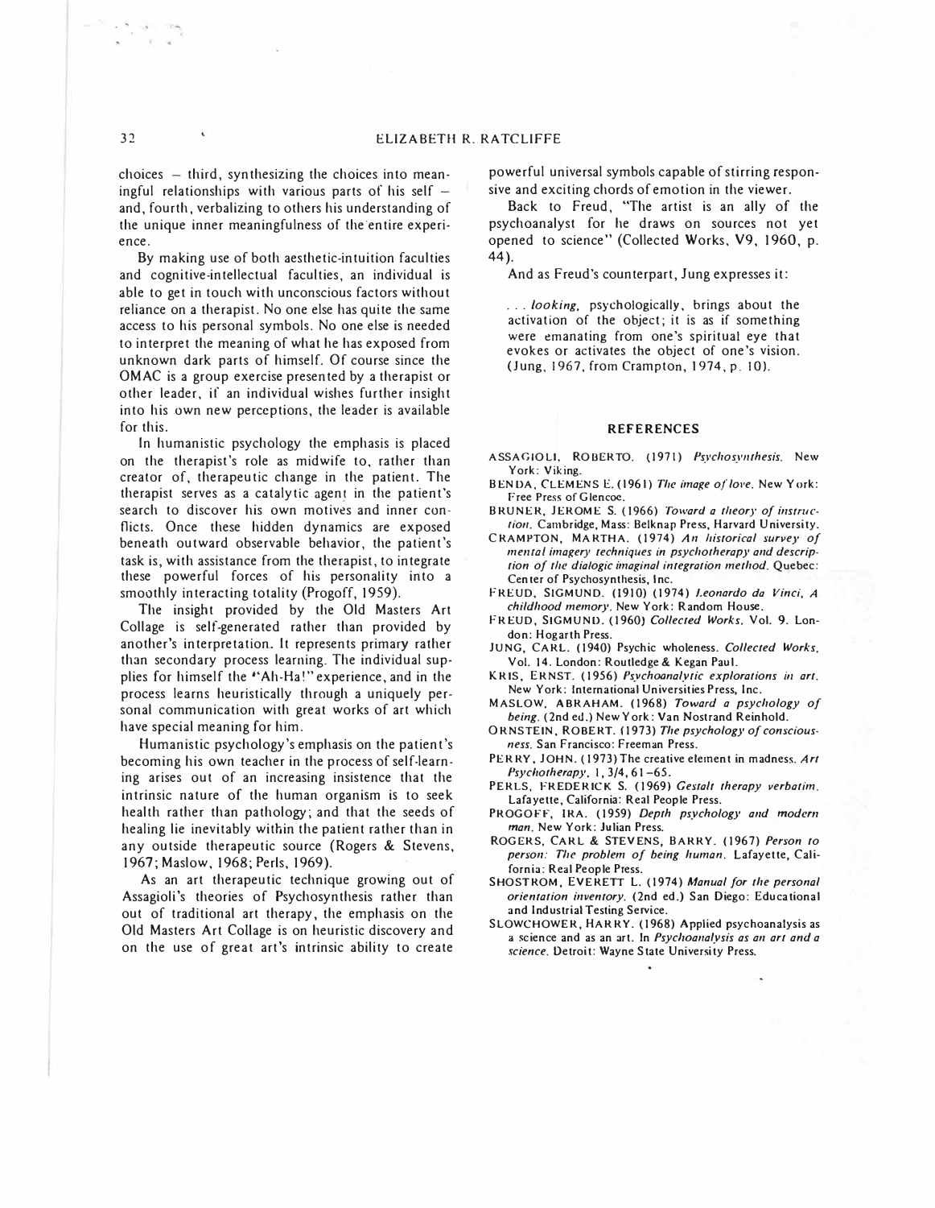choices – third, synthesizing the choices into meaningful relationships with various parts of his self – and, fourth, verbalizing to others his understanding of the unique inner meaningfulness of the entire experience.

By making use of both aesthetic-intuition faculties and cognitive-intellectual faculties, an individual is able to get in touch with unconscious factors without reliance on a therapist. No one else has quite the same access to his personal symbols. No one else is needed to interpret the meaning of what he has exposed from unknown dark parts of himself. Of course since the OMAC is a group exercise presented by a therapist or other leader, if an individual wishes further insight into his own new perceptions, the leader is available for this.

In humanistic psychology the emphasis is placed on the therapist's role as midwife to, rather than creator of, therapeutic change in the patient. The therapist serves as a catalytic agent in the patient's search to discover his own motives and inner conflicts. Once these hidden dynamics are exposed beneath outward observable behavior, the patient's task is, with assistance from the therapist, to integrate these powerful forces of his personality into a smoothly interacting totality (Progoff, 1959).

The insight provided by the Old Masters Art Collage is self-generated rather than provided by another's interpretation. It represents primary rather than secondary process learning. The individual supplies for himself the "Ah-Ha!" experience, and in the process learns heuristically through a uniquely personal communication with great works of art which have special meaning for him.

Humanistic psychology's emphasis on the patient's becoming his own teacher in the process of self-learning arises out of an increasing insistence that the intrinsic nature of the human organism is to seek health rather than pathology; and that the seeds of healing lie inevitably within the patient rather than in any outside therapeutic source (Rogers & Stevens, 1967; Maslow, 1968; Perls, 1969).

As an art therapeutic technique growing out of Assagioli's theories of Psychosynthesis rather than out of traditional art therapy, the emphasis on the Old Masters Art Collage is on heuristic discovery and on the use of great art's intrinsic ability to create powerful universal symbols capable of stirring responsive and exciting chords of emotion in the viewer.

Back to Freud, "The artist is an ally of the psychoanalyst for he draws on sources not yet opened to science" (Collected Works, V9, 1960, p. 44).

And as Freud's counterpart, Jung expresses it:

> . . . *looking*, psychologically, brings about the activation of the object; it is as if something were emanating from one's spiritual eye that evokes or activates the object of one's vision. (Jung, 1967, from Crampton, 1974, p. 10).

## REFERENCES

ASSAGIOLI, ROBERTO. (1971) *Psychosynthesis.* New York: Viking.

BENDA, CLEMENS E. (1961) *The image of love.* New York: Free Press of Glencoe.

BRUNER, JEROME S. (1966) *Toward a theory of instruction.* Cambridge, Mass: Belknap Press, Harvard University.

CRAMPTON, MARTHA. (1974) *An historical survey of mental imagery techniques in psychotherapy and description of the dialogic imaginal integration method.* Quebec: Center of Psychosynthesis, Inc.

FREUD, SIGMUND. (1910) (1974) *Leonardo da Vinci, A childhood memory.* New York: Random House.

FREUD, SIGMUND. (1960) *Collected Works,* Vol. 9. London: Hogarth Press.

JUNG, CARL. (1940) Psychic wholeness. *Collected Works,* Vol. 14. London: Routledge & Kegan Paul.

KRIS, ERNST. (1956) *Psychoanalytic explorations in art.* New York: International Universities Press, Inc.

MASLOW, ABRAHAM. (1968) *Toward a psychology of being.* (2nd ed.) New York: Van Nostrand Reinhold.

ORNSTEIN, ROBERT. (1973) *The psychology of consciousness.* San Francisco: Freeman Press.

PERRY, JOHN. (1973) The creative element in madness. *Art Psychotherapy,* 1, 3/4, 61–65.

PERLS, FREDERICK S. (1969) *Gestalt therapy verbatim.* Lafayette, California: Real People Press.

PROGOFF, IRA. (1959) *Depth psychology and modern man.* New York: Julian Press.

ROGERS, CARL & STEVENS, BARRY. (1967) *Person to person: The problem of being human.* Lafayette, California: Real People Press.

SHOSTROM, EVERETT L. (1974) *Manual for the personal orientation inventory.* (2nd ed.) San Diego: Educational and Industrial Testing Service.

SLOWCHOWER, HARRY. (1968) Applied psychoanalysis as a science and as an art. In *Psychoanalysis as an art and a science.* Detroit: Wayne State University Press.